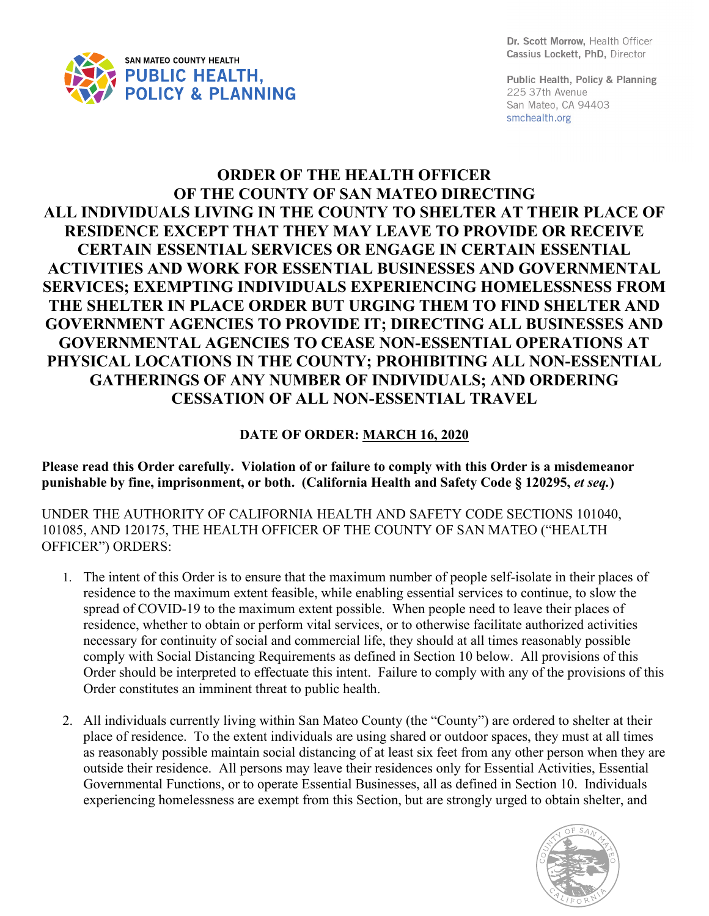SAN MATEO COUNTY HEALTH
**PUBLIC HEALTH, POLICY & PLANNING**

**Dr. Scott Morrow,** Health Officer
**Cassius Lockett, PhD,** Director

**Public Health, Policy & Planning**
225 37th Avenue
San Mateo, CA 94403
smchealth.org

# ORDER OF THE HEALTH OFFICER OF THE COUNTY OF SAN MATEO DIRECTING ALL INDIVIDUALS LIVING IN THE COUNTY TO SHELTER AT THEIR PLACE OF RESIDENCE EXCEPT THAT THEY MAY LEAVE TO PROVIDE OR RECEIVE CERTAIN ESSENTIAL SERVICES OR ENGAGE IN CERTAIN ESSENTIAL ACTIVITIES AND WORK FOR ESSENTIAL BUSINESSES AND GOVERNMENTAL SERVICES; EXEMPTING INDIVIDUALS EXPERIENCING HOMELESSNESS FROM THE SHELTER IN PLACE ORDER BUT URGING THEM TO FIND SHELTER AND GOVERNMENT AGENCIES TO PROVIDE IT; DIRECTING ALL BUSINESSES AND GOVERNMENTAL AGENCIES TO CEASE NON-ESSENTIAL OPERATIONS AT PHYSICAL LOCATIONS IN THE COUNTY; PROHIBITING ALL NON-ESSENTIAL GATHERINGS OF ANY NUMBER OF INDIVIDUALS; AND ORDERING CESSATION OF ALL NON-ESSENTIAL TRAVEL

**DATE OF ORDER: MARCH 16, 2020**

**Please read this Order carefully. Violation of or failure to comply with this Order is a misdemeanor punishable by fine, imprisonment, or both. (California Health and Safety Code § 120295, *et seq.*)**

UNDER THE AUTHORITY OF CALIFORNIA HEALTH AND SAFETY CODE SECTIONS 101040, 101085, AND 120175, THE HEALTH OFFICER OF THE COUNTY OF SAN MATEO ("HEALTH OFFICER") ORDERS:

1. The intent of this Order is to ensure that the maximum number of people self-isolate in their places of residence to the maximum extent feasible, while enabling essential services to continue, to slow the spread of COVID-19 to the maximum extent possible. When people need to leave their places of residence, whether to obtain or perform vital services, or to otherwise facilitate authorized activities necessary for continuity of social and commercial life, they should at all times reasonably possible comply with Social Distancing Requirements as defined in Section 10 below. All provisions of this Order should be interpreted to effectuate this intent. Failure to comply with any of the provisions of this Order constitutes an imminent threat to public health.

2. All individuals currently living within San Mateo County (the "County") are ordered to shelter at their place of residence. To the extent individuals are using shared or outdoor spaces, they must at all times as reasonably possible maintain social distancing of at least six feet from any other person when they are outside their residence. All persons may leave their residences only for Essential Activities, Essential Governmental Functions, or to operate Essential Businesses, all as defined in Section 10. Individuals experiencing homelessness are exempt from this Section, but are strongly urged to obtain shelter, and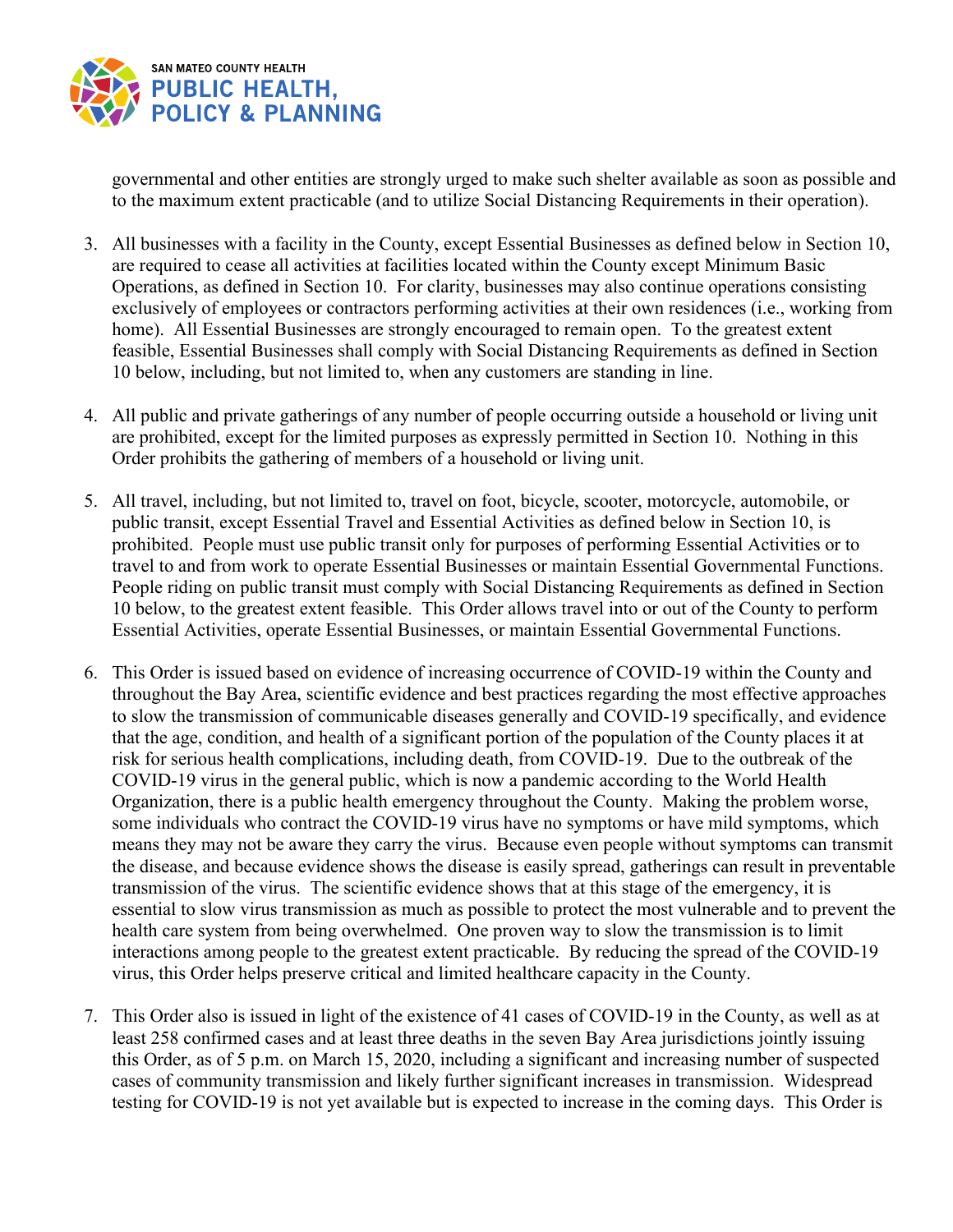governmental and other entities are strongly urged to make such shelter available as soon as possible and to the maximum extent practicable (and to utilize Social Distancing Requirements in their operation).

3. All businesses with a facility in the County, except Essential Businesses as defined below in Section 10, are required to cease all activities at facilities located within the County except Minimum Basic Operations, as defined in Section 10. For clarity, businesses may also continue operations consisting exclusively of employees or contractors performing activities at their own residences (i.e., working from home). All Essential Businesses are strongly encouraged to remain open. To the greatest extent feasible, Essential Businesses shall comply with Social Distancing Requirements as defined in Section 10 below, including, but not limited to, when any customers are standing in line.

4. All public and private gatherings of any number of people occurring outside a household or living unit are prohibited, except for the limited purposes as expressly permitted in Section 10. Nothing in this Order prohibits the gathering of members of a household or living unit.

5. All travel, including, but not limited to, travel on foot, bicycle, scooter, motorcycle, automobile, or public transit, except Essential Travel and Essential Activities as defined below in Section 10, is prohibited. People must use public transit only for purposes of performing Essential Activities or to travel to and from work to operate Essential Businesses or maintain Essential Governmental Functions. People riding on public transit must comply with Social Distancing Requirements as defined in Section 10 below, to the greatest extent feasible. This Order allows travel into or out of the County to perform Essential Activities, operate Essential Businesses, or maintain Essential Governmental Functions.

6. This Order is issued based on evidence of increasing occurrence of COVID-19 within the County and throughout the Bay Area, scientific evidence and best practices regarding the most effective approaches to slow the transmission of communicable diseases generally and COVID-19 specifically, and evidence that the age, condition, and health of a significant portion of the population of the County places it at risk for serious health complications, including death, from COVID-19. Due to the outbreak of the COVID-19 virus in the general public, which is now a pandemic according to the World Health Organization, there is a public health emergency throughout the County. Making the problem worse, some individuals who contract the COVID-19 virus have no symptoms or have mild symptoms, which means they may not be aware they carry the virus. Because even people without symptoms can transmit the disease, and because evidence shows the disease is easily spread, gatherings can result in preventable transmission of the virus. The scientific evidence shows that at this stage of the emergency, it is essential to slow virus transmission as much as possible to protect the most vulnerable and to prevent the health care system from being overwhelmed. One proven way to slow the transmission is to limit interactions among people to the greatest extent practicable. By reducing the spread of the COVID-19 virus, this Order helps preserve critical and limited healthcare capacity in the County.

7. This Order also is issued in light of the existence of 41 cases of COVID-19 in the County, as well as at least 258 confirmed cases and at least three deaths in the seven Bay Area jurisdictions jointly issuing this Order, as of 5 p.m. on March 15, 2020, including a significant and increasing number of suspected cases of community transmission and likely further significant increases in transmission. Widespread testing for COVID-19 is not yet available but is expected to increase in the coming days. This Order is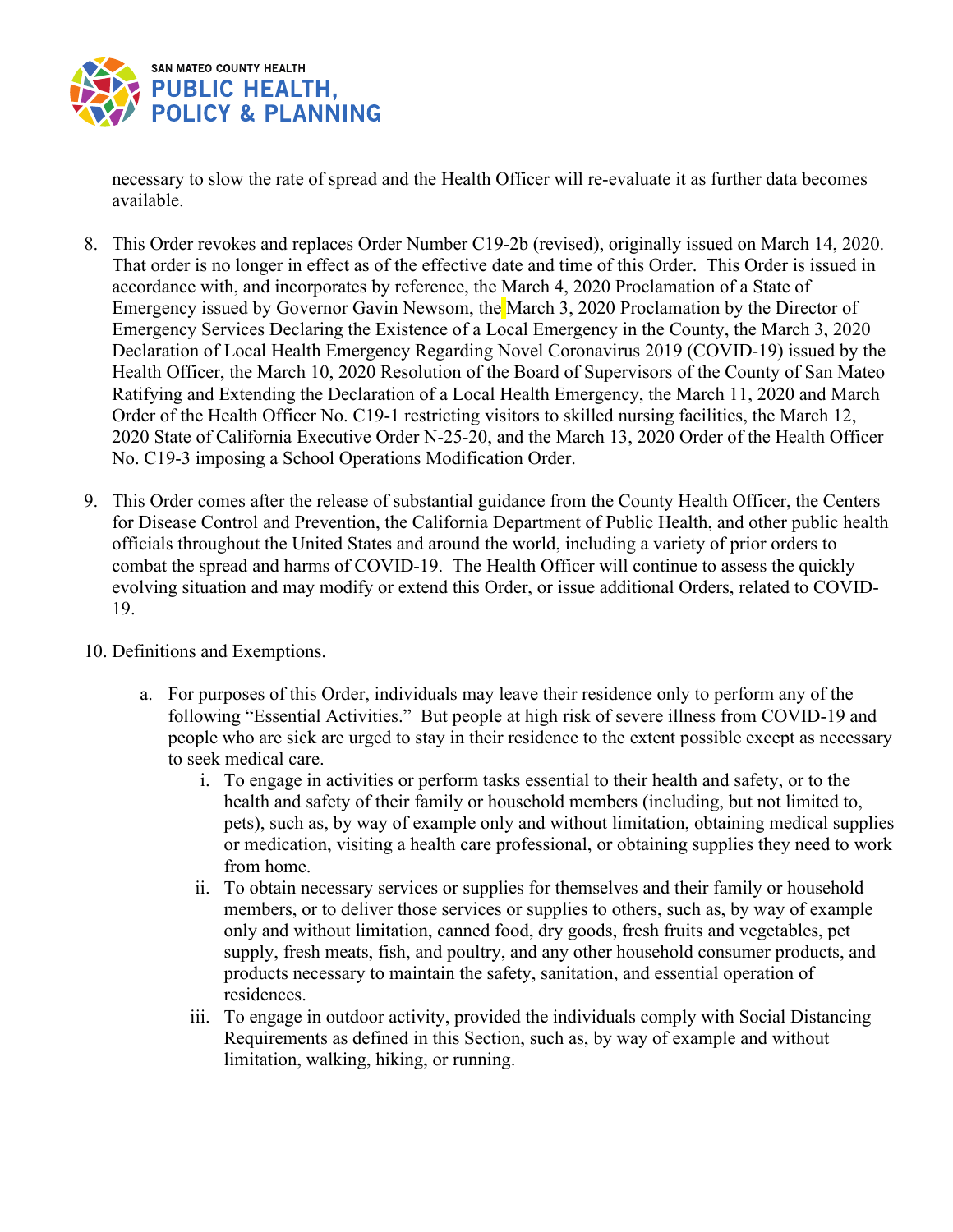necessary to slow the rate of spread and the Health Officer will re-evaluate it as further data becomes available.

8. This Order revokes and replaces Order Number C19-2b (revised), originally issued on March 14, 2020. That order is no longer in effect as of the effective date and time of this Order. This Order is issued in accordance with, and incorporates by reference, the March 4, 2020 Proclamation of a State of Emergency issued by Governor Gavin Newsom, the March 3, 2020 Proclamation by the Director of Emergency Services Declaring the Existence of a Local Emergency in the County, the March 3, 2020 Declaration of Local Health Emergency Regarding Novel Coronavirus 2019 (COVID-19) issued by the Health Officer, the March 10, 2020 Resolution of the Board of Supervisors of the County of San Mateo Ratifying and Extending the Declaration of a Local Health Emergency, the March 11, 2020 and March Order of the Health Officer No. C19-1 restricting visitors to skilled nursing facilities, the March 12, 2020 State of California Executive Order N-25-20, and the March 13, 2020 Order of the Health Officer No. C19-3 imposing a School Operations Modification Order.

9. This Order comes after the release of substantial guidance from the County Health Officer, the Centers for Disease Control and Prevention, the California Department of Public Health, and other public health officials throughout the United States and around the world, including a variety of prior orders to combat the spread and harms of COVID-19. The Health Officer will continue to assess the quickly evolving situation and may modify or extend this Order, or issue additional Orders, related to COVID-19.

10. Definitions and Exemptions.

    a. For purposes of this Order, individuals may leave their residence only to perform any of the following "Essential Activities." But people at high risk of severe illness from COVID-19 and people who are sick are urged to stay in their residence to the extent possible except as necessary to seek medical care.

        i. To engage in activities or perform tasks essential to their health and safety, or to the health and safety of their family or household members (including, but not limited to, pets), such as, by way of example only and without limitation, obtaining medical supplies or medication, visiting a health care professional, or obtaining supplies they need to work from home.

        ii. To obtain necessary services or supplies for themselves and their family or household members, or to deliver those services or supplies to others, such as, by way of example only and without limitation, canned food, dry goods, fresh fruits and vegetables, pet supply, fresh meats, fish, and poultry, and any other household consumer products, and products necessary to maintain the safety, sanitation, and essential operation of residences.

        iii. To engage in outdoor activity, provided the individuals comply with Social Distancing Requirements as defined in this Section, such as, by way of example and without limitation, walking, hiking, or running.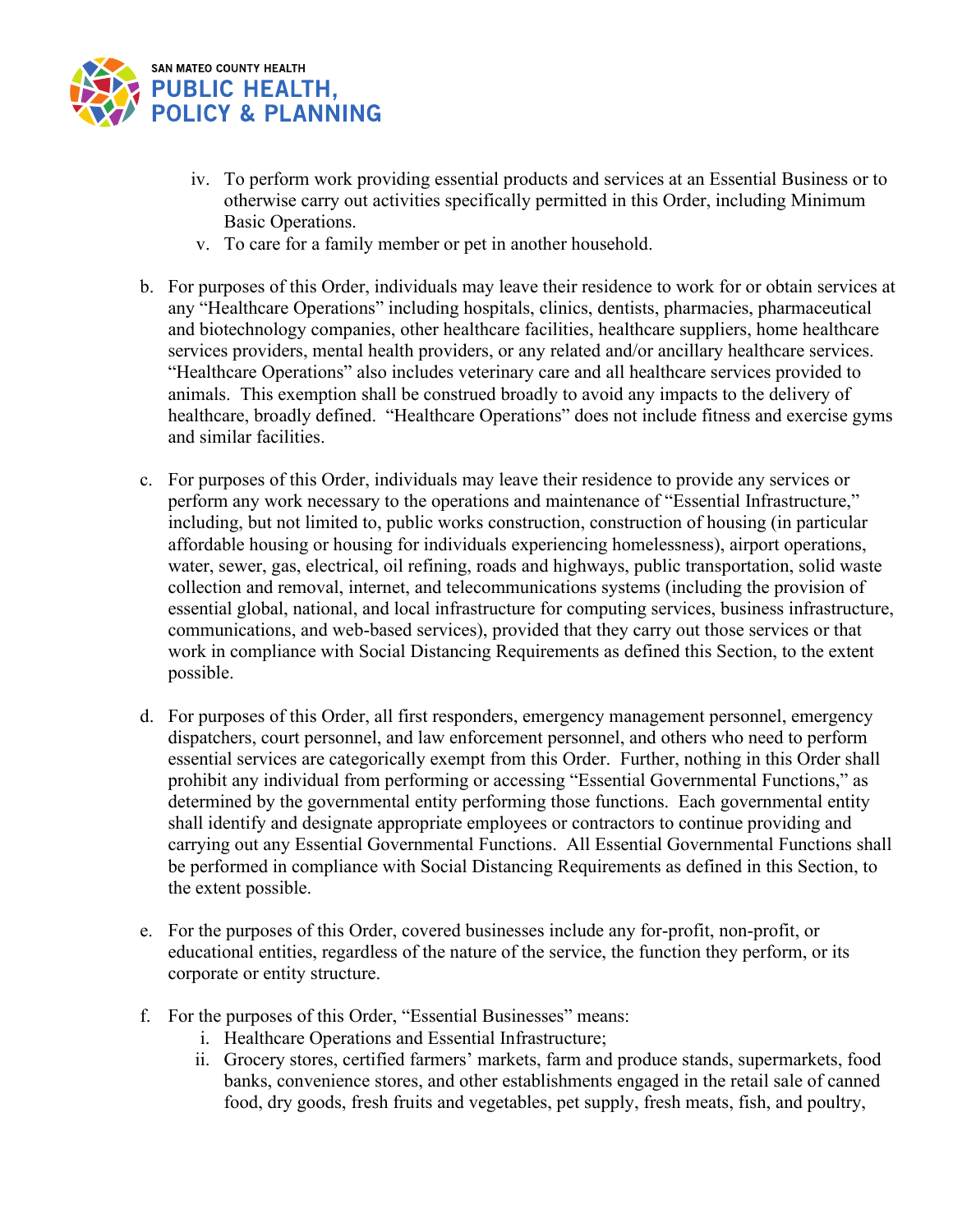iv. To perform work providing essential products and services at an Essential Business or to otherwise carry out activities specifically permitted in this Order, including Minimum Basic Operations.
v. To care for a family member or pet in another household.

b. For purposes of this Order, individuals may leave their residence to work for or obtain services at any "Healthcare Operations" including hospitals, clinics, dentists, pharmacies, pharmaceutical and biotechnology companies, other healthcare facilities, healthcare suppliers, home healthcare services providers, mental health providers, or any related and/or ancillary healthcare services. "Healthcare Operations" also includes veterinary care and all healthcare services provided to animals. This exemption shall be construed broadly to avoid any impacts to the delivery of healthcare, broadly defined. "Healthcare Operations" does not include fitness and exercise gyms and similar facilities.

c. For purposes of this Order, individuals may leave their residence to provide any services or perform any work necessary to the operations and maintenance of "Essential Infrastructure," including, but not limited to, public works construction, construction of housing (in particular affordable housing or housing for individuals experiencing homelessness), airport operations, water, sewer, gas, electrical, oil refining, roads and highways, public transportation, solid waste collection and removal, internet, and telecommunications systems (including the provision of essential global, national, and local infrastructure for computing services, business infrastructure, communications, and web-based services), provided that they carry out those services or that work in compliance with Social Distancing Requirements as defined this Section, to the extent possible.

d. For purposes of this Order, all first responders, emergency management personnel, emergency dispatchers, court personnel, and law enforcement personnel, and others who need to perform essential services are categorically exempt from this Order. Further, nothing in this Order shall prohibit any individual from performing or accessing "Essential Governmental Functions," as determined by the governmental entity performing those functions. Each governmental entity shall identify and designate appropriate employees or contractors to continue providing and carrying out any Essential Governmental Functions. All Essential Governmental Functions shall be performed in compliance with Social Distancing Requirements as defined in this Section, to the extent possible.

e. For the purposes of this Order, covered businesses include any for-profit, non-profit, or educational entities, regardless of the nature of the service, the function they perform, or its corporate or entity structure.

f. For the purposes of this Order, "Essential Businesses" means:
   i. Healthcare Operations and Essential Infrastructure;
   ii. Grocery stores, certified farmers' markets, farm and produce stands, supermarkets, food banks, convenience stores, and other establishments engaged in the retail sale of canned food, dry goods, fresh fruits and vegetables, pet supply, fresh meats, fish, and poultry,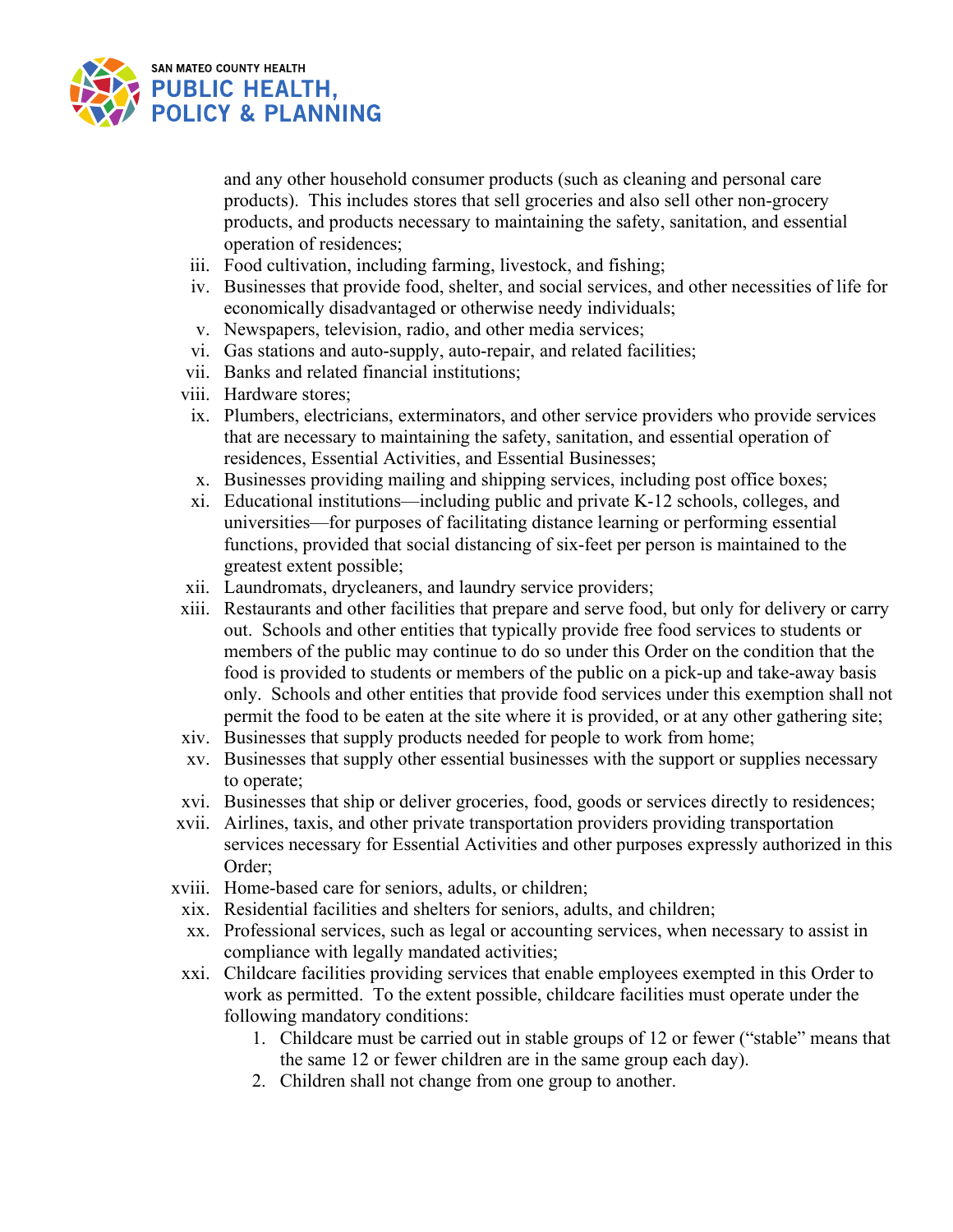and any other household consumer products (such as cleaning and personal care products). This includes stores that sell groceries and also sell other non-grocery products, and products necessary to maintaining the safety, sanitation, and essential operation of residences;

iii. Food cultivation, including farming, livestock, and fishing;

iv. Businesses that provide food, shelter, and social services, and other necessities of life for economically disadvantaged or otherwise needy individuals;

v. Newspapers, television, radio, and other media services;

vi. Gas stations and auto-supply, auto-repair, and related facilities;

vii. Banks and related financial institutions;

viii. Hardware stores;

ix. Plumbers, electricians, exterminators, and other service providers who provide services that are necessary to maintaining the safety, sanitation, and essential operation of residences, Essential Activities, and Essential Businesses;

x. Businesses providing mailing and shipping services, including post office boxes;

xi. Educational institutions—including public and private K-12 schools, colleges, and universities—for purposes of facilitating distance learning or performing essential functions, provided that social distancing of six-feet per person is maintained to the greatest extent possible;

xii. Laundromats, drycleaners, and laundry service providers;

xiii. Restaurants and other facilities that prepare and serve food, but only for delivery or carry out. Schools and other entities that typically provide free food services to students or members of the public may continue to do so under this Order on the condition that the food is provided to students or members of the public on a pick-up and take-away basis only. Schools and other entities that provide food services under this exemption shall not permit the food to be eaten at the site where it is provided, or at any other gathering site;

xiv. Businesses that supply products needed for people to work from home;

xv. Businesses that supply other essential businesses with the support or supplies necessary to operate;

xvi. Businesses that ship or deliver groceries, food, goods or services directly to residences;

xvii. Airlines, taxis, and other private transportation providers providing transportation services necessary for Essential Activities and other purposes expressly authorized in this Order;

xviii. Home-based care for seniors, adults, or children;

xix. Residential facilities and shelters for seniors, adults, and children;

xx. Professional services, such as legal or accounting services, when necessary to assist in compliance with legally mandated activities;

xxi. Childcare facilities providing services that enable employees exempted in this Order to work as permitted. To the extent possible, childcare facilities must operate under the following mandatory conditions:

   1. Childcare must be carried out in stable groups of 12 or fewer ("stable" means that the same 12 or fewer children are in the same group each day).
   2. Children shall not change from one group to another.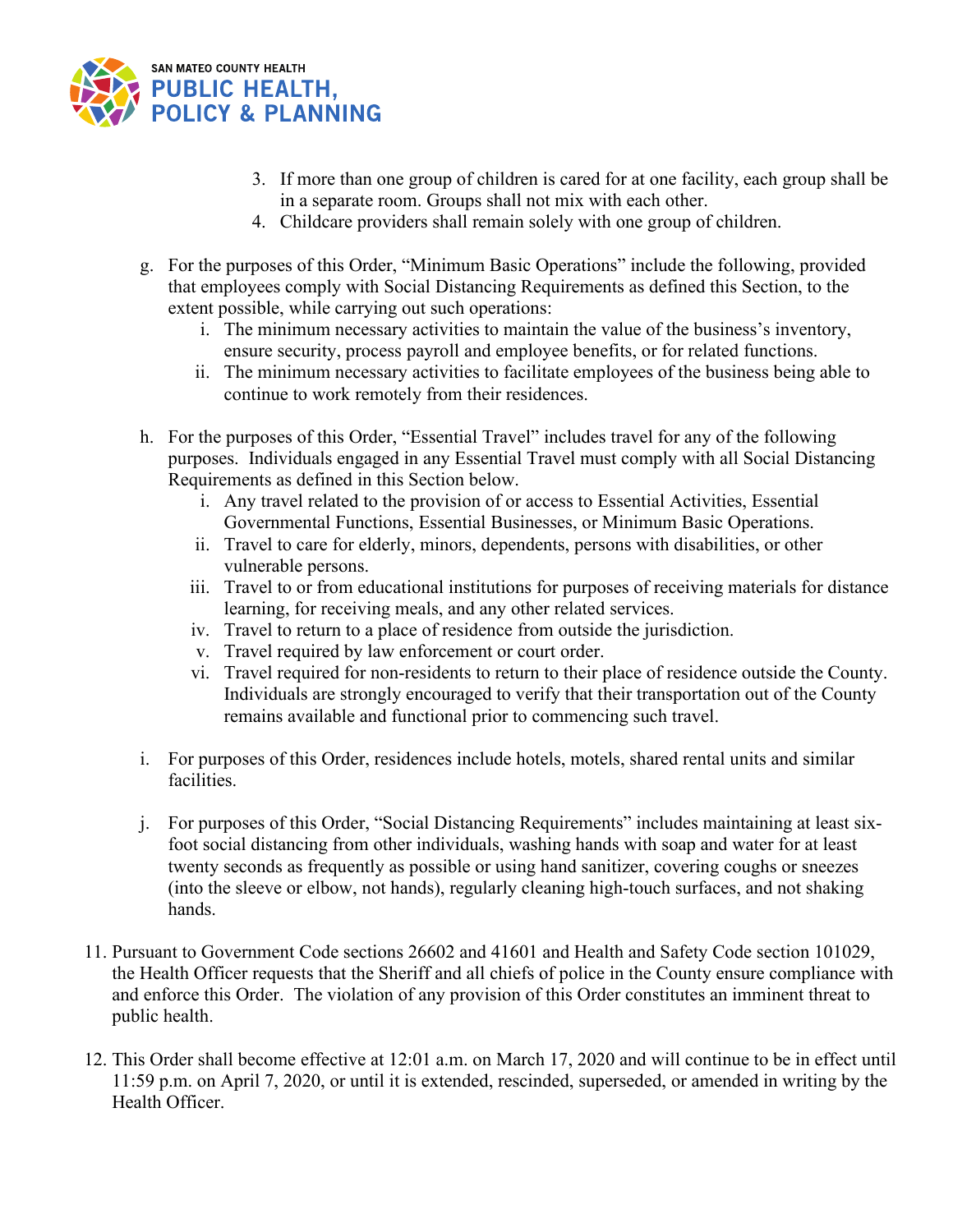3. If more than one group of children is cared for at one facility, each group shall be in a separate room. Groups shall not mix with each other.
4. Childcare providers shall remain solely with one group of children.

g. For the purposes of this Order, "Minimum Basic Operations" include the following, provided that employees comply with Social Distancing Requirements as defined this Section, to the extent possible, while carrying out such operations:

   i. The minimum necessary activities to maintain the value of the business's inventory, ensure security, process payroll and employee benefits, or for related functions.
   ii. The minimum necessary activities to facilitate employees of the business being able to continue to work remotely from their residences.

h. For the purposes of this Order, "Essential Travel" includes travel for any of the following purposes. Individuals engaged in any Essential Travel must comply with all Social Distancing Requirements as defined in this Section below.

   i. Any travel related to the provision of or access to Essential Activities, Essential Governmental Functions, Essential Businesses, or Minimum Basic Operations.
   ii. Travel to care for elderly, minors, dependents, persons with disabilities, or other vulnerable persons.
   iii. Travel to or from educational institutions for purposes of receiving materials for distance learning, for receiving meals, and any other related services.
   iv. Travel to return to a place of residence from outside the jurisdiction.
   v. Travel required by law enforcement or court order.
   vi. Travel required for non-residents to return to their place of residence outside the County. Individuals are strongly encouraged to verify that their transportation out of the County remains available and functional prior to commencing such travel.

i. For purposes of this Order, residences include hotels, motels, shared rental units and similar facilities.

j. For purposes of this Order, "Social Distancing Requirements" includes maintaining at least six-foot social distancing from other individuals, washing hands with soap and water for at least twenty seconds as frequently as possible or using hand sanitizer, covering coughs or sneezes (into the sleeve or elbow, not hands), regularly cleaning high-touch surfaces, and not shaking hands.

11. Pursuant to Government Code sections 26602 and 41601 and Health and Safety Code section 101029, the Health Officer requests that the Sheriff and all chiefs of police in the County ensure compliance with and enforce this Order. The violation of any provision of this Order constitutes an imminent threat to public health.

12. This Order shall become effective at 12:01 a.m. on March 17, 2020 and will continue to be in effect until 11:59 p.m. on April 7, 2020, or until it is extended, rescinded, superseded, or amended in writing by the Health Officer.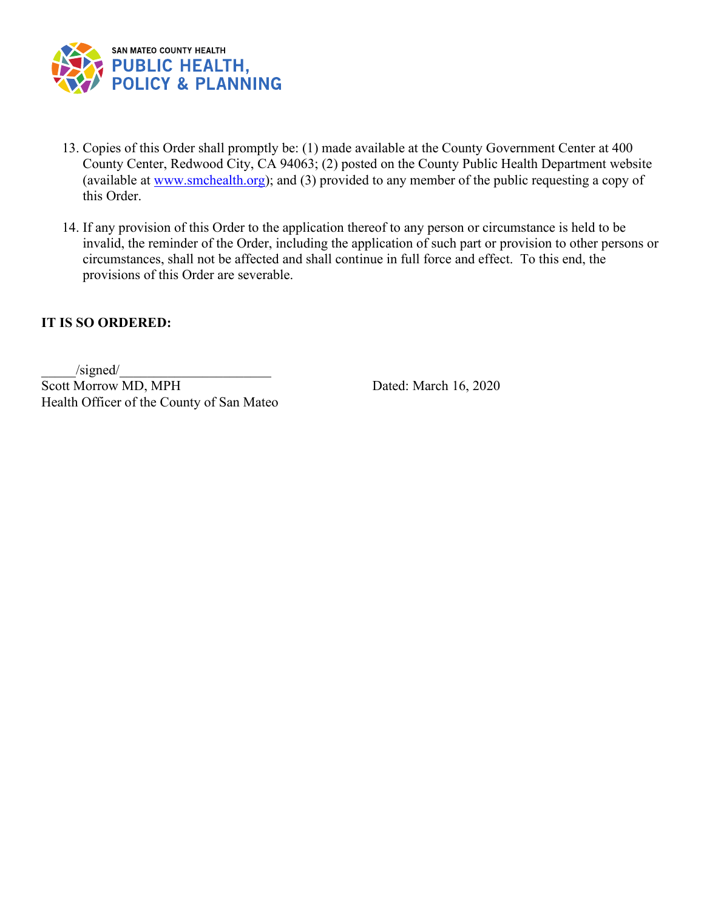13. Copies of this Order shall promptly be: (1) made available at the County Government Center at 400 County Center, Redwood City, CA 94063; (2) posted on the County Public Health Department website (available at www.smchealth.org); and (3) provided to any member of the public requesting a copy of this Order.

14. If any provision of this Order to the application thereof to any person or circumstance is held to be invalid, the reminder of the Order, including the application of such part or provision to other persons or circumstances, shall not be affected and shall continue in full force and effect. To this end, the provisions of this Order are severable.

**IT IS SO ORDERED:**

_____/signed/_____________________

Scott Morrow MD, MPH

Health Officer of the County of San Mateo

Dated: March 16, 2020